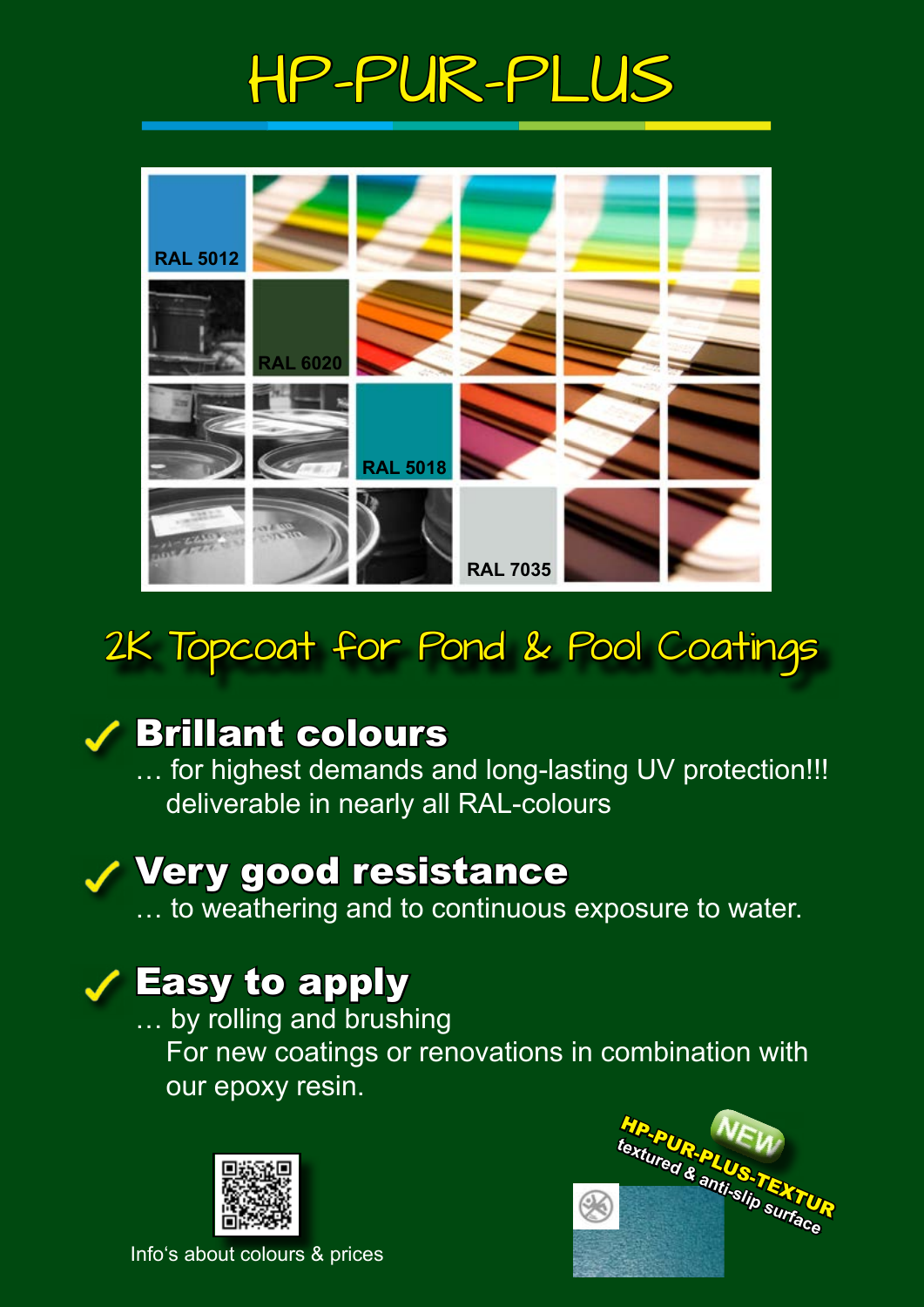# HP-PUR-PLUS

RAL 5012

RAL 6020

RAL 5018

RAL 7035

## 2K Topcoat for Pond & Pool Coatings

✓ **Brillant colours**

… for highest demands and long-lasting UV protection!!! deliverable in nearly all RAL-colours

✓ **Very good resistance**

… to weathering and to continuous exposure to water.

✓ **Easy to apply**

… by rolling and brushing
For new coatings or renovations in combination with our epoxy resin.

Info's about colours & prices

NEW

**HP-PUR-PLUS-TEXTUR**
textured & anti-slip surface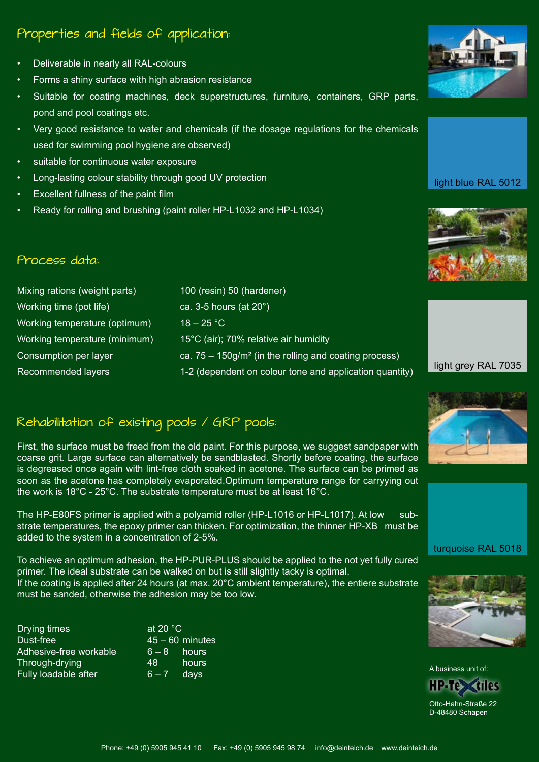## Properties and fields of application:

- Deliverable in nearly all RAL-colours
- Forms a shiny surface with high abrasion resistance
- Suitable for coating machines, deck superstructures, furniture, containers, GRP parts, pond and pool coatings etc.
- Very good resistance to water and chemicals (if the dosage regulations for the chemicals used for swimming pool hygiene are observed)
- suitable for continuous water exposure
- Long-lasting colour stability through good UV protection
- Excellent fullness of the paint film
- Ready for rolling and brushing (paint roller HP-L1032 and HP-L1034)

light blue RAL 5012

light grey RAL 7035

turquoise RAL 5018

## Process data:

| | |
|---|---|
| Mixing rations (weight parts) | 100 (resin) 50 (hardener) |
| Working time (pot life) | ca. 3-5 hours (at 20°) |
| Working temperature (optimum) | 18 – 25 °C |
| Working temperature (minimum) | 15°C (air); 70% relative air humidity |
| Consumption per layer | ca. 75 – 150g/m² (in the rolling and coating process) |
| Recommended layers | 1-2 (dependent on colour tone and application quantity) |

## Rehabilitation of existing pools / GRP pools:

First, the surface must be freed from the old paint. For this purpose, we suggest sandpaper with coarse grit. Large surface can alternatively be sandblasted. Shortly before coating, the surface is degreased once again with lint-free cloth soaked in acetone. The surface can be primed as soon as the acetone has completely evaporated.Optimum temperature range for carryying out the work is 18°C - 25°C. The substrate temperature must be at least 16°C.

The HP-E80FS primer is applied with a polyamid roller (HP-L1016 or HP-L1017). At low substrate temperatures, the epoxy primer can thicken. For optimization, the thinner HP-XB must be added to the system in a concentration of 2-5%.

To achieve an optimum adhesion, the HP-PUR-PLUS should be applied to the not yet fully cured primer. The ideal substrate can be walked on but is still slightly tacky is optimal.
If the coating is applied after 24 hours (at max. 20°C ambient temperature), the entiere substrate must be sanded, otherwise the adhesion may be too low.

| Drying times | at 20 °C |
|---|---|
| Dust-free | 45 – 60 minutes |
| Adhesive-free workable | 6 – 8 hours |
| Through-drying | 48 hours |
| Fully loadable after | 6 – 7 days |

A business unit of:

HP-Textiles

Otto-Hahn-Straße 22
D-48480 Schapen

Phone: +49 (0) 5905 945 41 10 Fax: +49 (0) 5905 945 98 74 info@deinteich.de www.deinteich.de